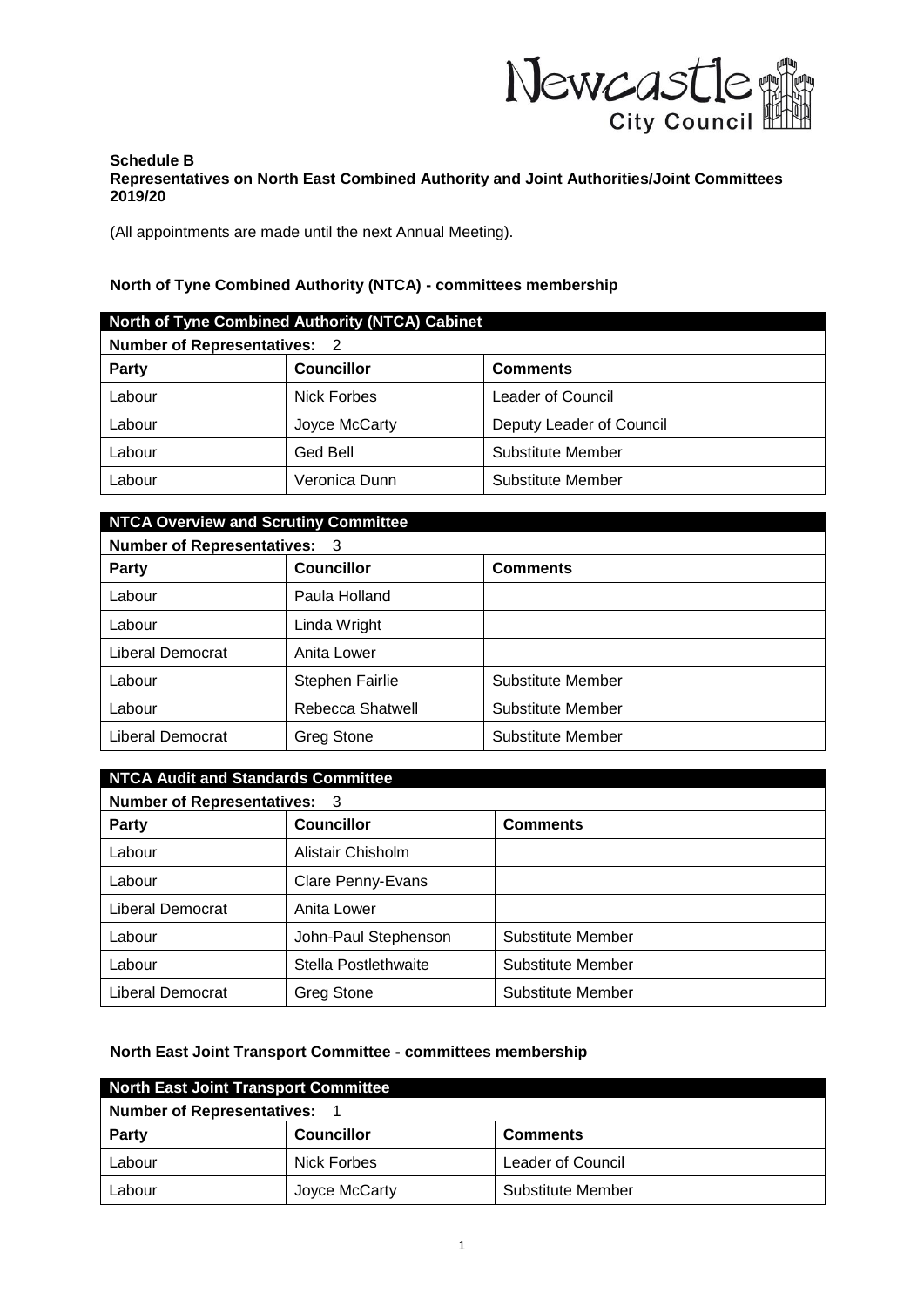**Schedule B**
**Representatives on North East Combined Authority and Joint Authorities/Joint Committees 2019/20**

(All appointments are made until the next Annual Meeting).

## North of Tyne Combined Authority (NTCA) - committees membership

| North of Tyne Combined Authority (NTCA) Cabinet | | |
|---|---|---|
| **Number of Representatives:** 2 | | |
| **Party** | **Councillor** | **Comments** |
| Labour | Nick Forbes | Leader of Council |
| Labour | Joyce McCarty | Deputy Leader of Council |
| Labour | Ged Bell | Substitute Member |
| Labour | Veronica Dunn | Substitute Member |

| NTCA Overview and Scrutiny Committee | | |
|---|---|---|
| **Number of Representatives:** 3 | | |
| **Party** | **Councillor** | **Comments** |
| Labour | Paula Holland | |
| Labour | Linda Wright | |
| Liberal Democrat | Anita Lower | |
| Labour | Stephen Fairlie | Substitute Member |
| Labour | Rebecca Shatwell | Substitute Member |
| Liberal Democrat | Greg Stone | Substitute Member |

| NTCA Audit and Standards Committee | | |
|---|---|---|
| **Number of Representatives:** 3 | | |
| **Party** | **Councillor** | **Comments** |
| Labour | Alistair Chisholm | |
| Labour | Clare Penny-Evans | |
| Liberal Democrat | Anita Lower | |
| Labour | John-Paul Stephenson | Substitute Member |
| Labour | Stella Postlethwaite | Substitute Member |
| Liberal Democrat | Greg Stone | Substitute Member |

## North East Joint Transport Committee - committees membership

| North East Joint Transport Committee | | |
|---|---|---|
| **Number of Representatives:** 1 | | |
| **Party** | **Councillor** | **Comments** |
| Labour | Nick Forbes | Leader of Council |
| Labour | Joyce McCarty | Substitute Member |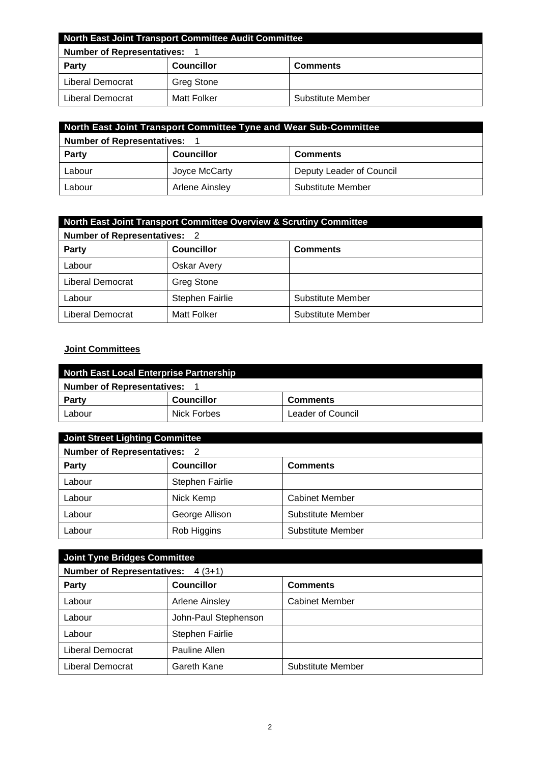| North East Joint Transport Committee Audit Committee | | |
|---|---|---|
| **Number of Representatives:** 1 | | |
| **Party** | **Councillor** | **Comments** |
| Liberal Democrat | Greg Stone | |
| Liberal Democrat | Matt Folker | Substitute Member |

| North East Joint Transport Committee Tyne and Wear Sub-Committee | | |
|---|---|---|
| **Number of Representatives:** 1 | | |
| **Party** | **Councillor** | **Comments** |
| Labour | Joyce McCarty | Deputy Leader of Council |
| Labour | Arlene Ainsley | Substitute Member |

| North East Joint Transport Committee Overview & Scrutiny Committee | | |
|---|---|---|
| **Number of Representatives:** 2 | | |
| **Party** | **Councillor** | **Comments** |
| Labour | Oskar Avery | |
| Liberal Democrat | Greg Stone | |
| Labour | Stephen Fairlie | Substitute Member |
| Liberal Democrat | Matt Folker | Substitute Member |

## Joint Committees

| North East Local Enterprise Partnership | | |
|---|---|---|
| **Number of Representatives:** 1 | | |
| **Party** | **Councillor** | **Comments** |
| Labour | Nick Forbes | Leader of Council |

| Joint Street Lighting Committee | | |
|---|---|---|
| **Number of Representatives:** 2 | | |
| **Party** | **Councillor** | **Comments** |
| Labour | Stephen Fairlie | |
| Labour | Nick Kemp | Cabinet Member |
| Labour | George Allison | Substitute Member |
| Labour | Rob Higgins | Substitute Member |

| Joint Tyne Bridges Committee | | |
|---|---|---|
| **Number of Representatives:** 4 (3+1) | | |
| **Party** | **Councillor** | **Comments** |
| Labour | Arlene Ainsley | Cabinet Member |
| Labour | John-Paul Stephenson | |
| Labour | Stephen Fairlie | |
| Liberal Democrat | Pauline Allen | |
| Liberal Democrat | Gareth Kane | Substitute Member |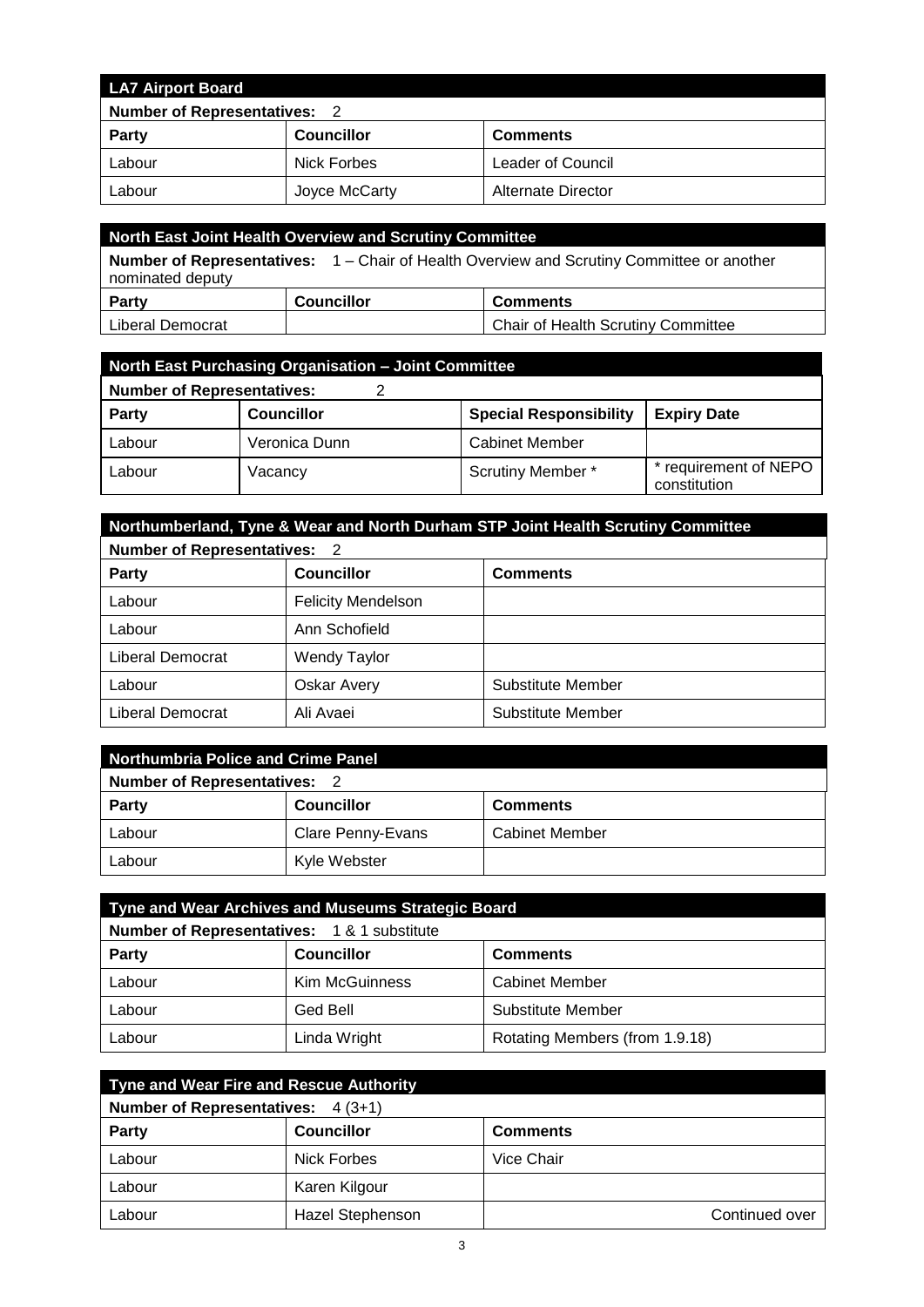| LA7 Airport Board | | |
|---|---|---|
| **Number of Representatives:** 2 | | |
| **Party** | **Councillor** | **Comments** |
| Labour | Nick Forbes | Leader of Council |
| Labour | Joyce McCarty | Alternate Director |

| North East Joint Health Overview and Scrutiny Committee | | |
|---|---|---|
| **Number of Representatives:** 1 – Chair of Health Overview and Scrutiny Committee or another nominated deputy | | |
| **Party** | **Councillor** | **Comments** |
| Liberal Democrat | | Chair of Health Scrutiny Committee |

| North East Purchasing Organisation – Joint Committee | | | |
|---|---|---|---|
| **Number of Representatives:** 2 | | | |
| **Party** | **Councillor** | **Special Responsibility** | **Expiry Date** |
| Labour | Veronica Dunn | Cabinet Member | |
| Labour | Vacancy | Scrutiny Member * | * requirement of NEPO constitution |

| Northumberland, Tyne & Wear and North Durham STP Joint Health Scrutiny Committee | | |
|---|---|---|
| **Number of Representatives:** 2 | | |
| **Party** | **Councillor** | **Comments** |
| Labour | Felicity Mendelson | |
| Labour | Ann Schofield | |
| Liberal Democrat | Wendy Taylor | |
| Labour | Oskar Avery | Substitute Member |
| Liberal Democrat | Ali Avaei | Substitute Member |

| Northumbria Police and Crime Panel | | |
|---|---|---|
| **Number of Representatives:** 2 | | |
| **Party** | **Councillor** | **Comments** |
| Labour | Clare Penny-Evans | Cabinet Member |
| Labour | Kyle Webster | |

| Tyne and Wear Archives and Museums Strategic Board | | |
|---|---|---|
| **Number of Representatives:** 1 & 1 substitute | | |
| **Party** | **Councillor** | **Comments** |
| Labour | Kim McGuinness | Cabinet Member |
| Labour | Ged Bell | Substitute Member |
| Labour | Linda Wright | Rotating Members (from 1.9.18) |

| Tyne and Wear Fire and Rescue Authority | | |
|---|---|---|
| **Number of Representatives:** 4 (3+1) | | |
| **Party** | **Councillor** | **Comments** |
| Labour | Nick Forbes | Vice Chair |
| Labour | Karen Kilgour | |
| Labour | Hazel Stephenson | Continued over |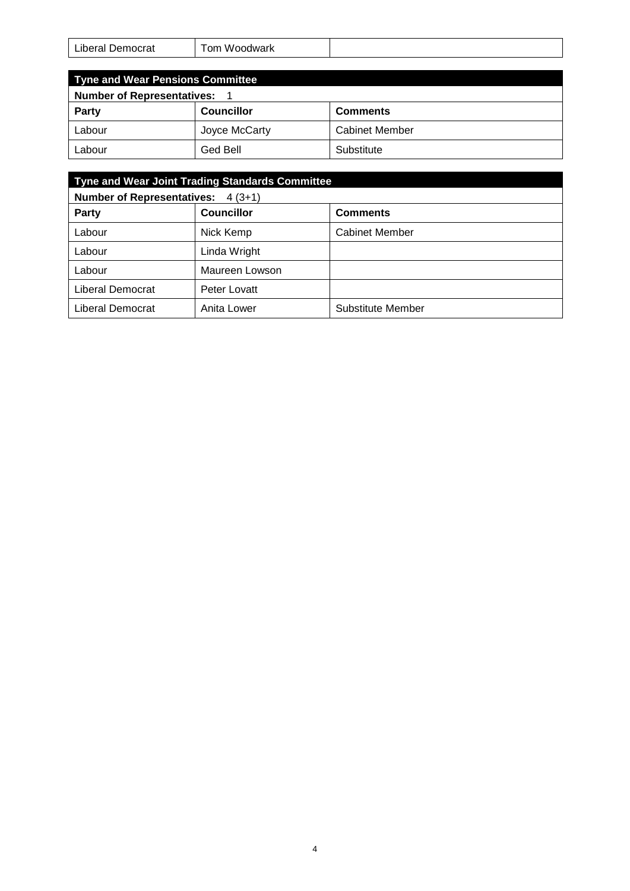| | | |
|---|---|---|
| Liberal Democrat | Tom Woodwark | |

| Tyne and Wear Pensions Committee | | |
|---|---|---|
| **Number of Representatives:** 1 | | |
| **Party** | **Councillor** | **Comments** |
| Labour | Joyce McCarty | Cabinet Member |
| Labour | Ged Bell | Substitute |

| Tyne and Wear Joint Trading Standards Committee | | |
|---|---|---|
| **Number of Representatives:** 4 (3+1) | | |
| **Party** | **Councillor** | **Comments** |
| Labour | Nick Kemp | Cabinet Member |
| Labour | Linda Wright | |
| Labour | Maureen Lowson | |
| Liberal Democrat | Peter Lovatt | |
| Liberal Democrat | Anita Lower | Substitute Member |